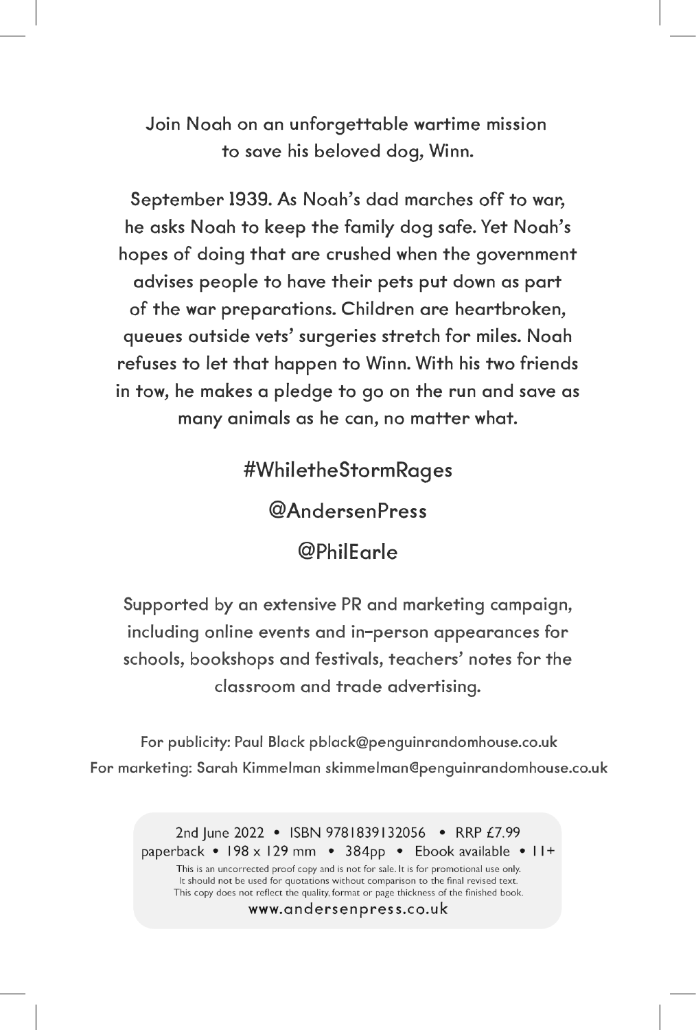Join Noah on an unforgettable wartime mission to save his beloved dog, Winn.

September 1939. As Noah's dad marches off to war, he asks Noah to keep the family dog safe. Yet Noah's hopes of doing that are crushed when the government advises people to have their pets put down as part of the war preparations. Children are heartbroken, queues outside vets' surgeries stretch for miles. Noah refuses to let that happen to Winn. With his two friends in tow, he makes a pledge to go on the run and save as many animals as he can, no matter what.

#WhiletheStormRages

@AndersenPress

@PhilEarle

Supported by an extensive PR and marketing campaign, including online events and in-person appearances for schools, bookshops and festivals, teachers' notes for the classroom and trade advertising.

For publicity: Paul Black pblack@penguinrandomhouse.co.uk
For marketing: Sarah Kimmelman skimmelman@penguinrandomhouse.co.uk

2nd June 2022 • ISBN 9781839132056 • RRP £7.99
paperback • 198 x 129 mm • 384pp • Ebook available • 11+

This is an uncorrected proof copy and is not for sale. It is for promotional use only.
It should not be used for quotations without comparison to the final revised text.
This copy does not reflect the quality, format or page thickness of the finished book.

www.andersenpress.co.uk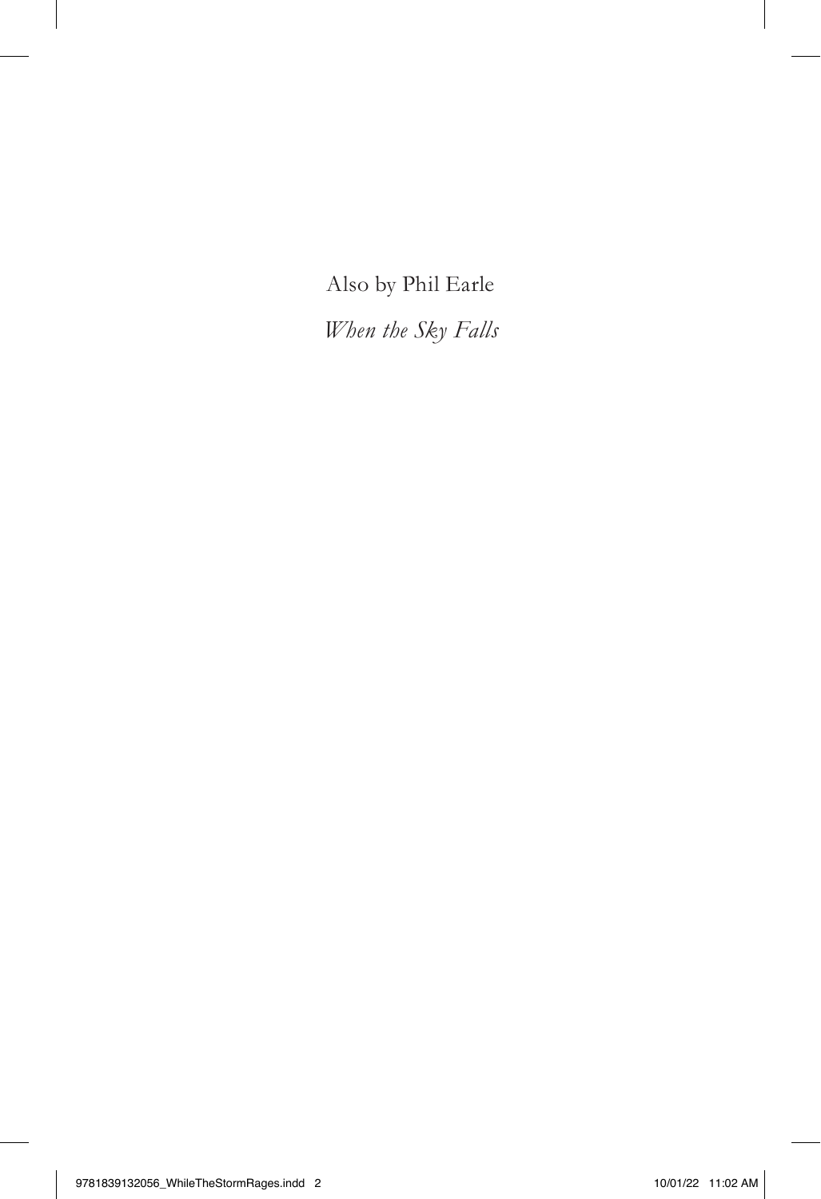Also by Phil Earle

*When the Sky Falls*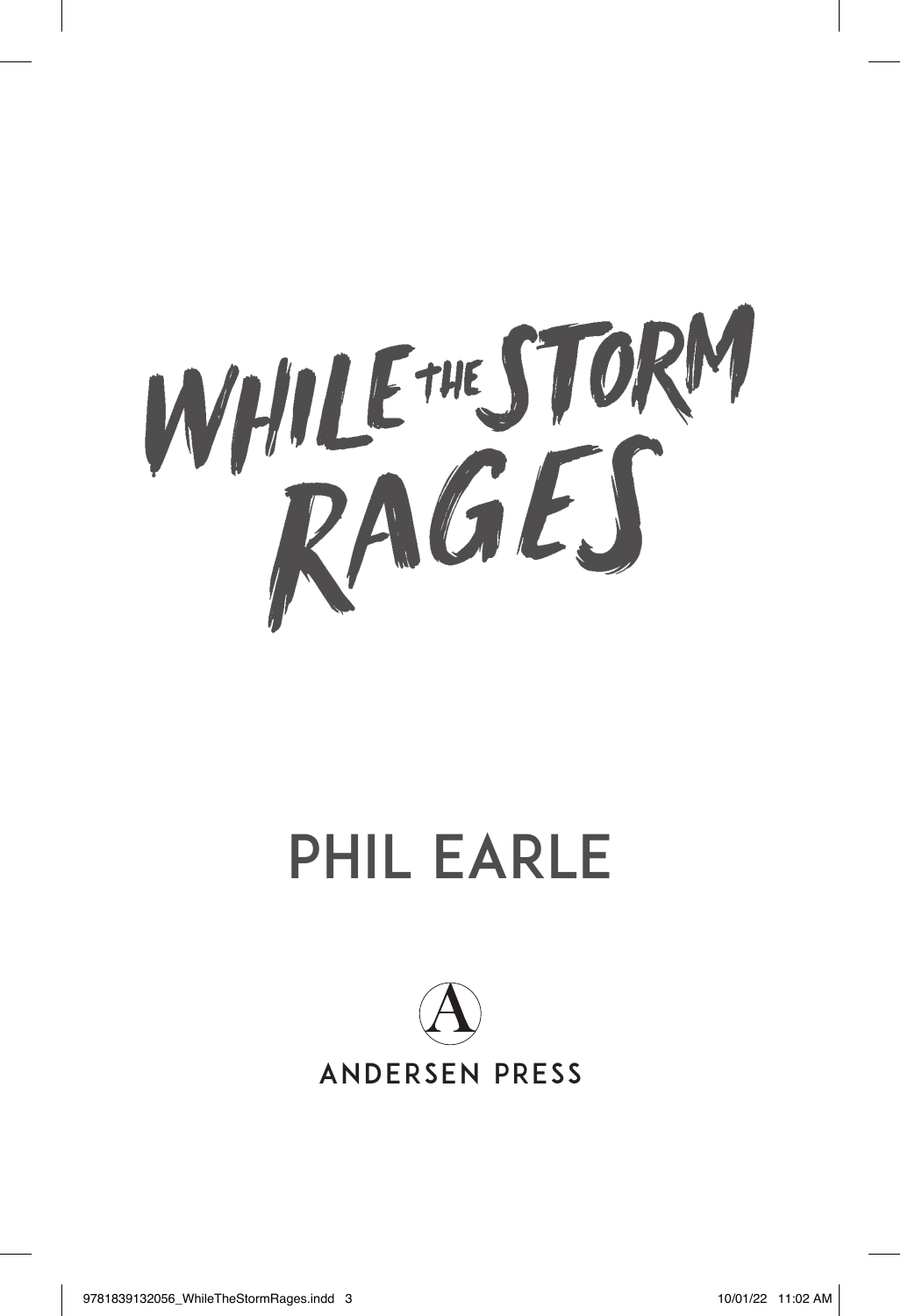# WHILE THE STORM RAGES

## PHIL EARLE

ANDERSEN PRESS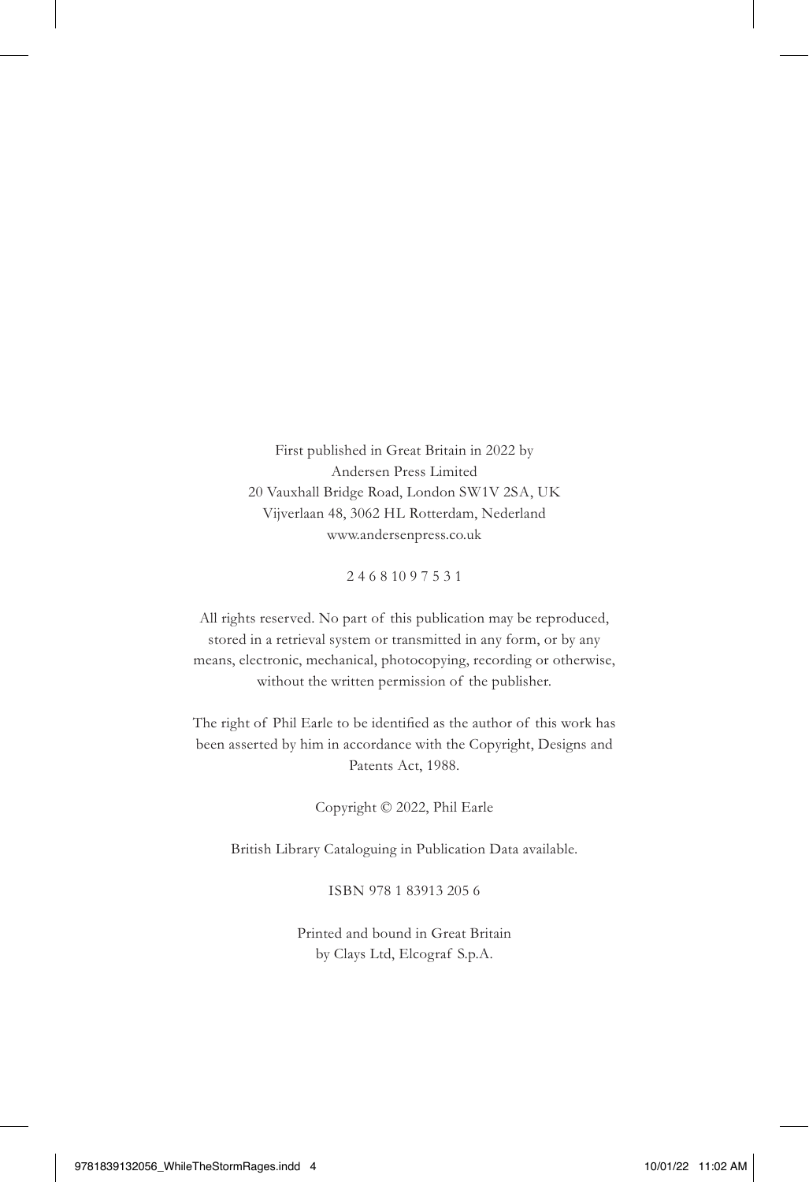First published in Great Britain in 2022 by
Andersen Press Limited
20 Vauxhall Bridge Road, London SW1V 2SA, UK
Vijverlaan 48, 3062 HL Rotterdam, Nederland
www.andersenpress.co.uk

2 4 6 8 10 9 7 5 3 1

All rights reserved. No part of this publication may be reproduced, stored in a retrieval system or transmitted in any form, or by any means, electronic, mechanical, photocopying, recording or otherwise, without the written permission of the publisher.

The right of Phil Earle to be identified as the author of this work has been asserted by him in accordance with the Copyright, Designs and Patents Act, 1988.

Copyright © 2022, Phil Earle

British Library Cataloguing in Publication Data available.

ISBN 978 1 83913 205 6

Printed and bound in Great Britain
by Clays Ltd, Elcograf S.p.A.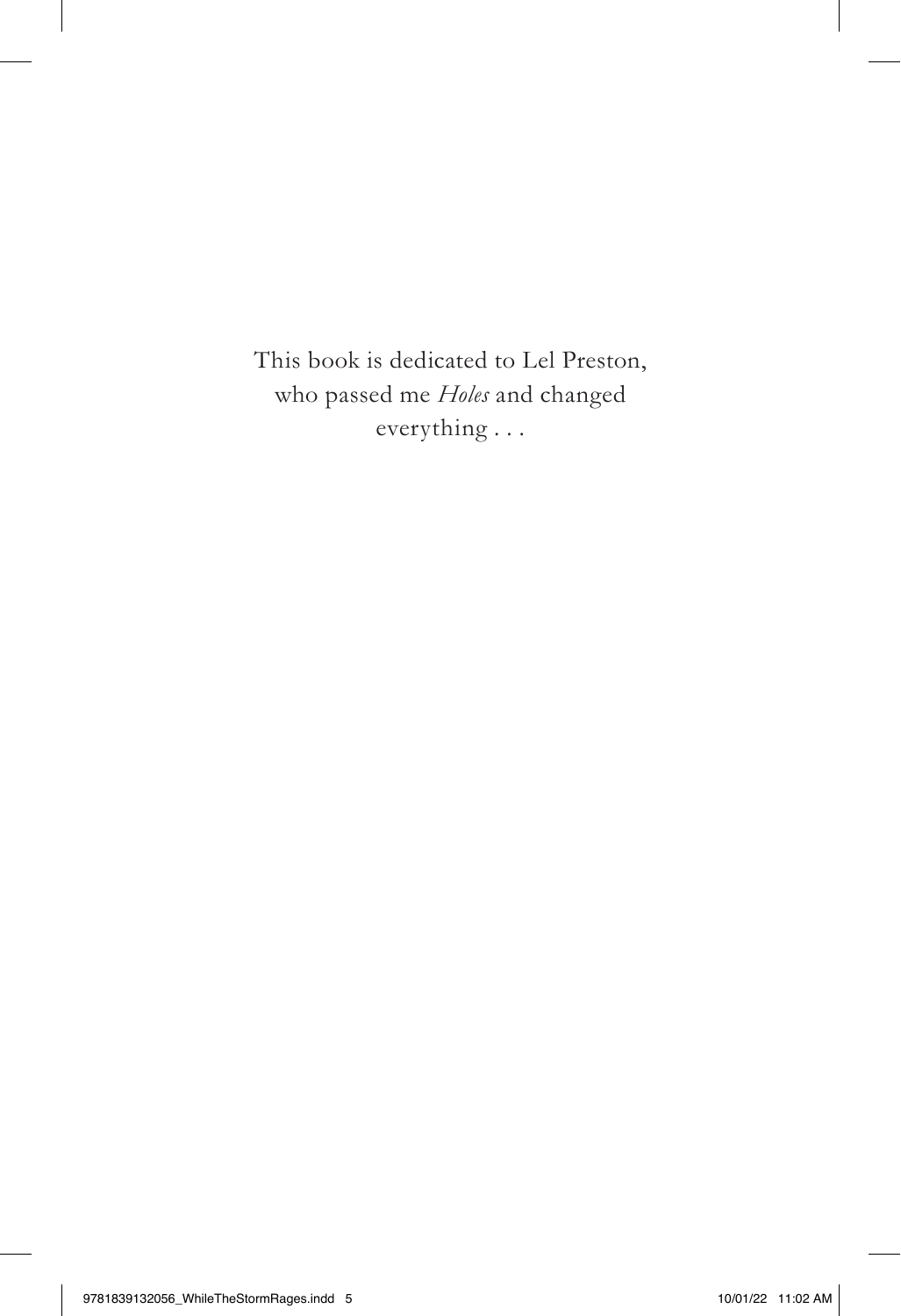This book is dedicated to Lel Preston, who passed me *Holes* and changed everything . . .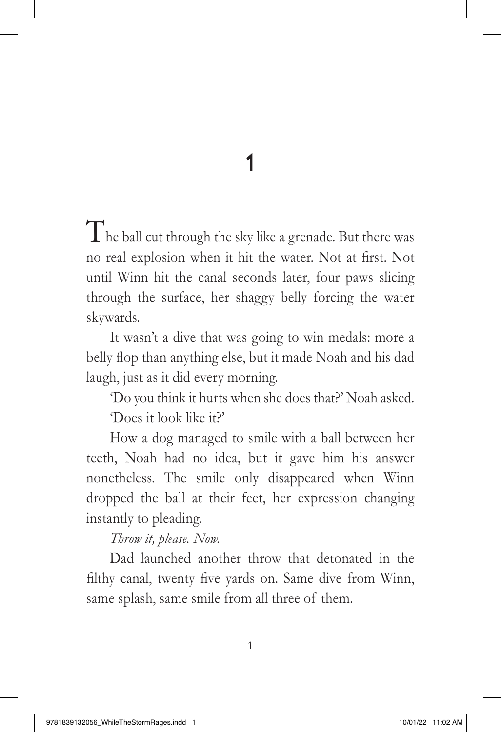# 1

The ball cut through the sky like a grenade. But there was no real explosion when it hit the water. Not at first. Not until Winn hit the canal seconds later, four paws slicing through the surface, her shaggy belly forcing the water skywards.

It wasn't a dive that was going to win medals: more a belly flop than anything else, but it made Noah and his dad laugh, just as it did every morning.

'Do you think it hurts when she does that?' Noah asked.

'Does it look like it?'

How a dog managed to smile with a ball between her teeth, Noah had no idea, but it gave him his answer nonetheless. The smile only disappeared when Winn dropped the ball at their feet, her expression changing instantly to pleading.

*Throw it, please. Now.*

Dad launched another throw that detonated in the filthy canal, twenty five yards on. Same dive from Winn, same splash, same smile from all three of them.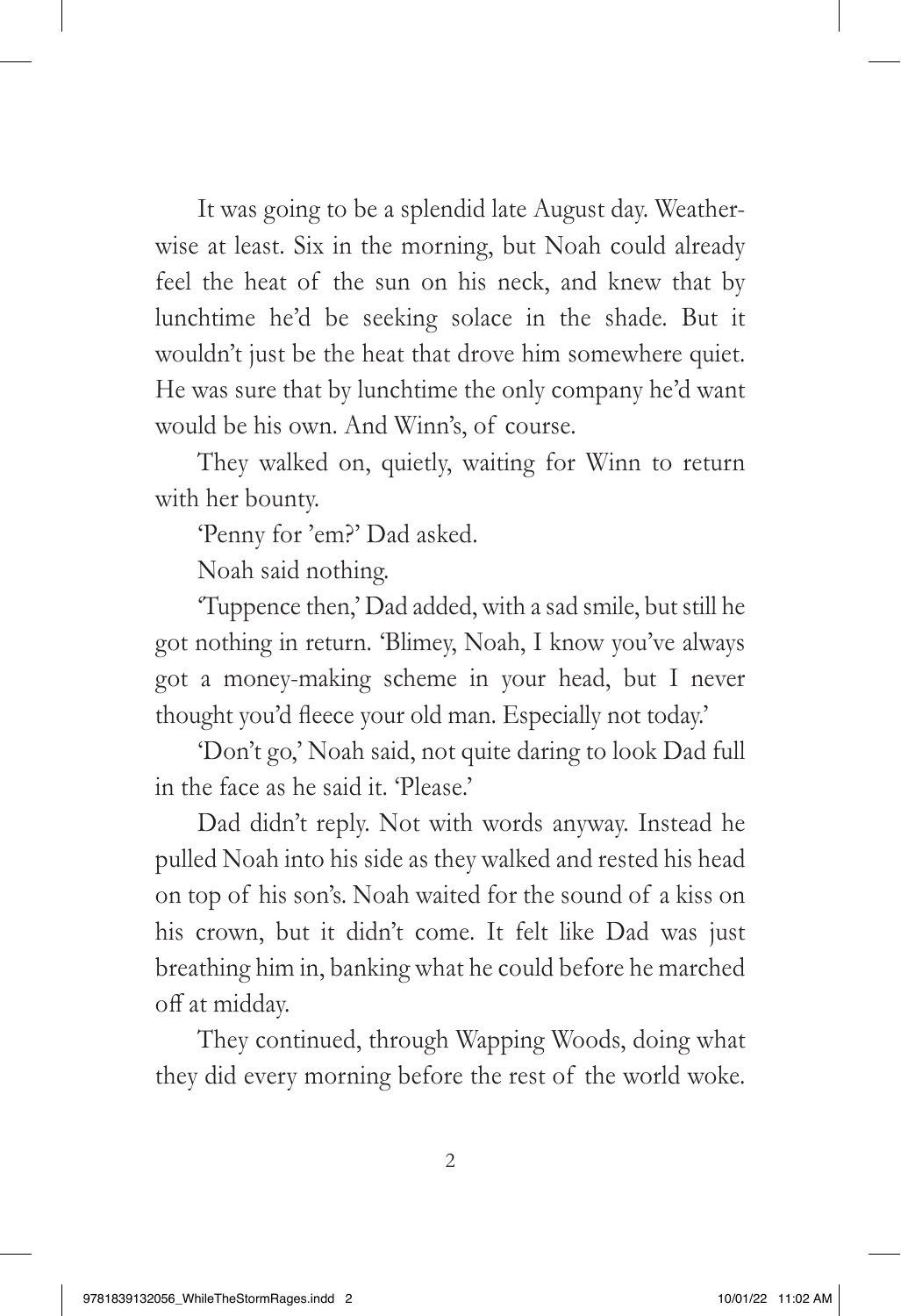It was going to be a splendid late August day. Weather-wise at least. Six in the morning, but Noah could already feel the heat of the sun on his neck, and knew that by lunchtime he'd be seeking solace in the shade. But it wouldn't just be the heat that drove him somewhere quiet. He was sure that by lunchtime the only company he'd want would be his own. And Winn's, of course.

They walked on, quietly, waiting for Winn to return with her bounty.

'Penny for 'em?' Dad asked.

Noah said nothing.

'Tuppence then,' Dad added, with a sad smile, but still he got nothing in return. 'Blimey, Noah, I know you've always got a money-making scheme in your head, but I never thought you'd fleece your old man. Especially not today.'

'Don't go,' Noah said, not quite daring to look Dad full in the face as he said it. 'Please.'

Dad didn't reply. Not with words anyway. Instead he pulled Noah into his side as they walked and rested his head on top of his son's. Noah waited for the sound of a kiss on his crown, but it didn't come. It felt like Dad was just breathing him in, banking what he could before he marched off at midday.

They continued, through Wapping Woods, doing what they did every morning before the rest of the world woke.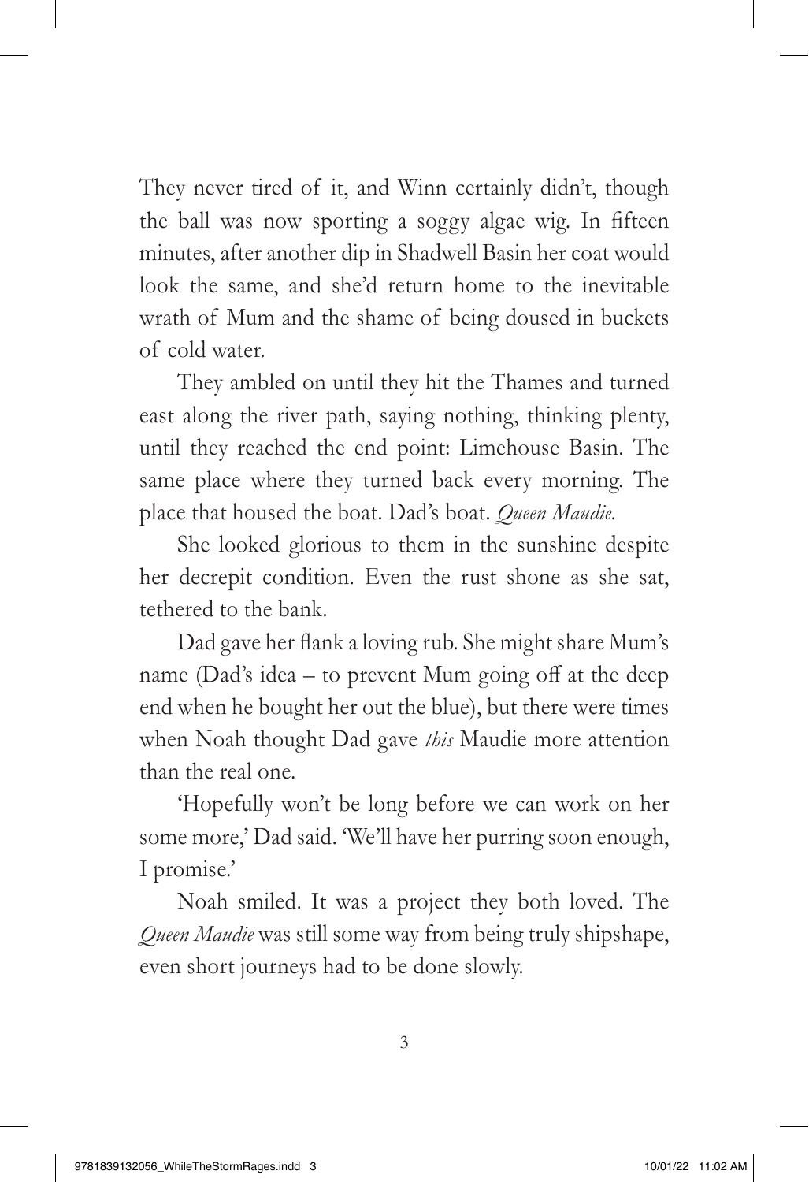They never tired of it, and Winn certainly didn't, though the ball was now sporting a soggy algae wig. In fifteen minutes, after another dip in Shadwell Basin her coat would look the same, and she'd return home to the inevitable wrath of Mum and the shame of being doused in buckets of cold water.

They ambled on until they hit the Thames and turned east along the river path, saying nothing, thinking plenty, until they reached the end point: Limehouse Basin. The same place where they turned back every morning. The place that housed the boat. Dad's boat. *Queen Maudie.*

She looked glorious to them in the sunshine despite her decrepit condition. Even the rust shone as she sat, tethered to the bank.

Dad gave her flank a loving rub. She might share Mum's name (Dad's idea – to prevent Mum going off at the deep end when he bought her out the blue), but there were times when Noah thought Dad gave *this* Maudie more attention than the real one.

'Hopefully won't be long before we can work on her some more,' Dad said. 'We'll have her purring soon enough, I promise.'

Noah smiled. It was a project they both loved. The *Queen Maudie* was still some way from being truly shipshape, even short journeys had to be done slowly.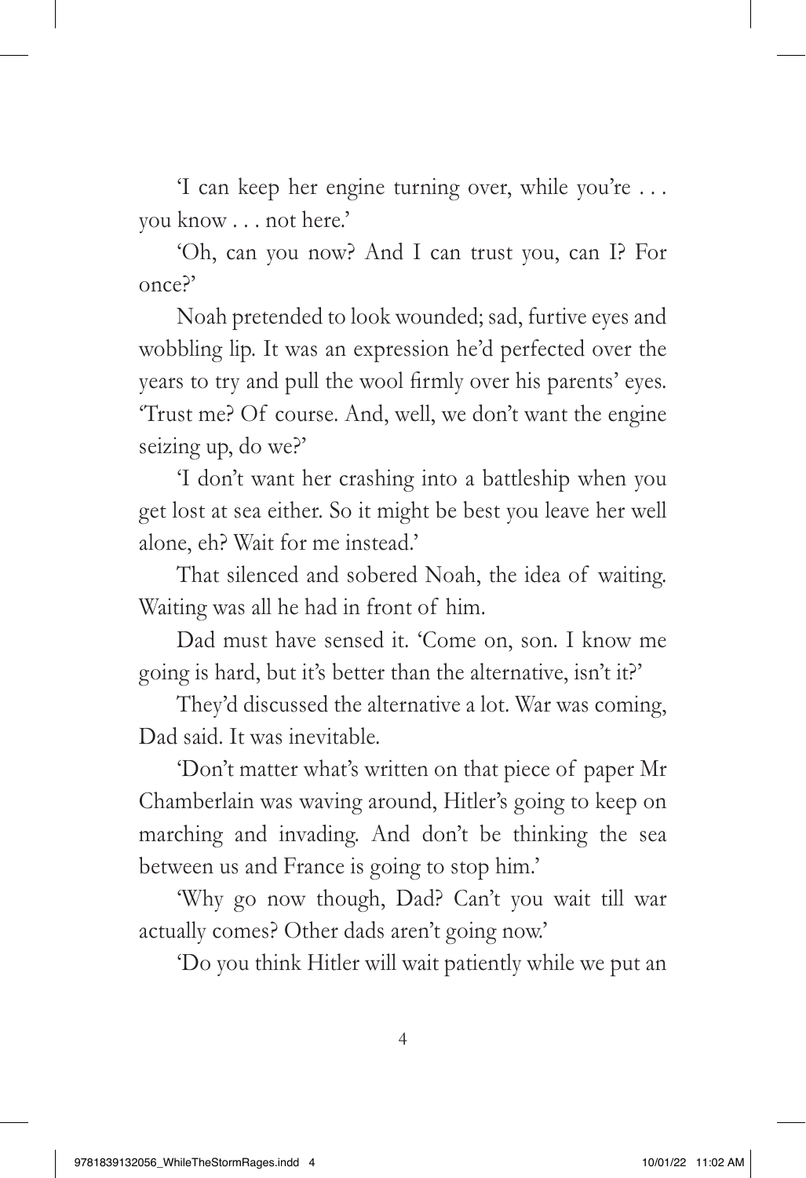'I can keep her engine turning over, while you're . . . you know . . . not here.'

'Oh, can you now? And I can trust you, can I? For once?'

Noah pretended to look wounded; sad, furtive eyes and wobbling lip. It was an expression he'd perfected over the years to try and pull the wool firmly over his parents' eyes. 'Trust me? Of course. And, well, we don't want the engine seizing up, do we?'

'I don't want her crashing into a battleship when you get lost at sea either. So it might be best you leave her well alone, eh? Wait for me instead.'

That silenced and sobered Noah, the idea of waiting. Waiting was all he had in front of him.

Dad must have sensed it. 'Come on, son. I know me going is hard, but it's better than the alternative, isn't it?'

They'd discussed the alternative a lot. War was coming, Dad said. It was inevitable.

'Don't matter what's written on that piece of paper Mr Chamberlain was waving around, Hitler's going to keep on marching and invading. And don't be thinking the sea between us and France is going to stop him.'

'Why go now though, Dad? Can't you wait till war actually comes? Other dads aren't going now.'

'Do you think Hitler will wait patiently while we put an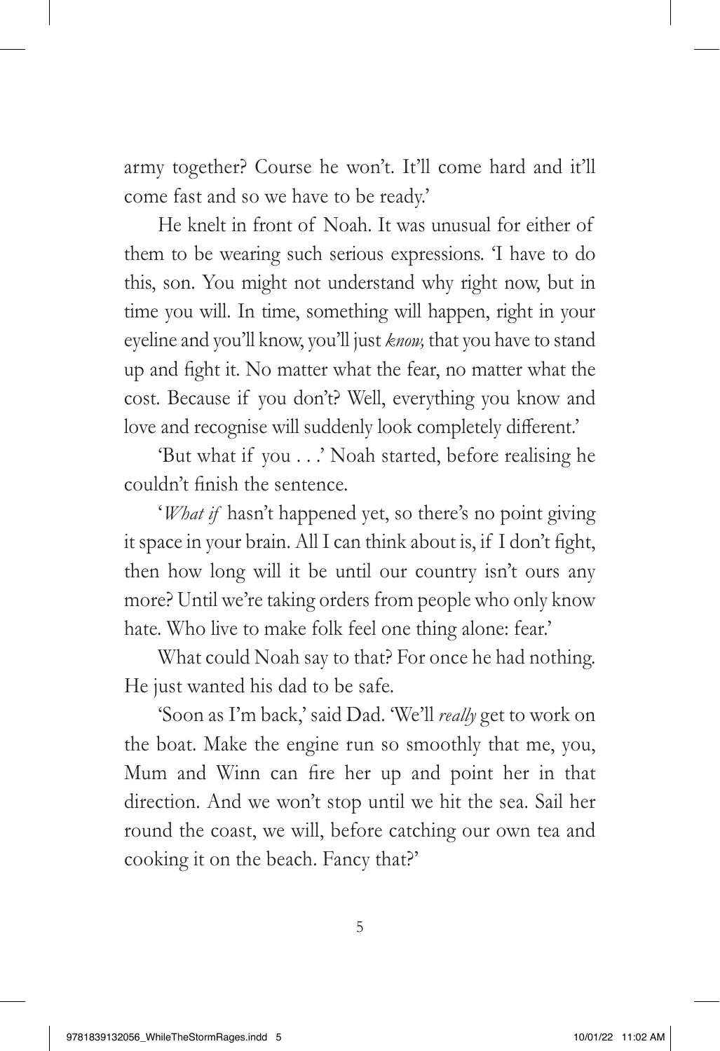army together? Course he won't. It'll come hard and it'll come fast and so we have to be ready.'

He knelt in front of Noah. It was unusual for either of them to be wearing such serious expressions. 'I have to do this, son. You might not understand why right now, but in time you will. In time, something will happen, right in your eyeline and you'll know, you'll just *know,* that you have to stand up and fight it. No matter what the fear, no matter what the cost. Because if you don't? Well, everything you know and love and recognise will suddenly look completely different.'

'But what if you . . .' Noah started, before realising he couldn't finish the sentence.

'*What if* hasn't happened yet, so there's no point giving it space in your brain. All I can think about is, if I don't fight, then how long will it be until our country isn't ours any more? Until we're taking orders from people who only know hate. Who live to make folk feel one thing alone: fear.'

What could Noah say to that? For once he had nothing. He just wanted his dad to be safe.

'Soon as I'm back,' said Dad. 'We'll *really* get to work on the boat. Make the engine run so smoothly that me, you, Mum and Winn can fire her up and point her in that direction. And we won't stop until we hit the sea. Sail her round the coast, we will, before catching our own tea and cooking it on the beach. Fancy that?'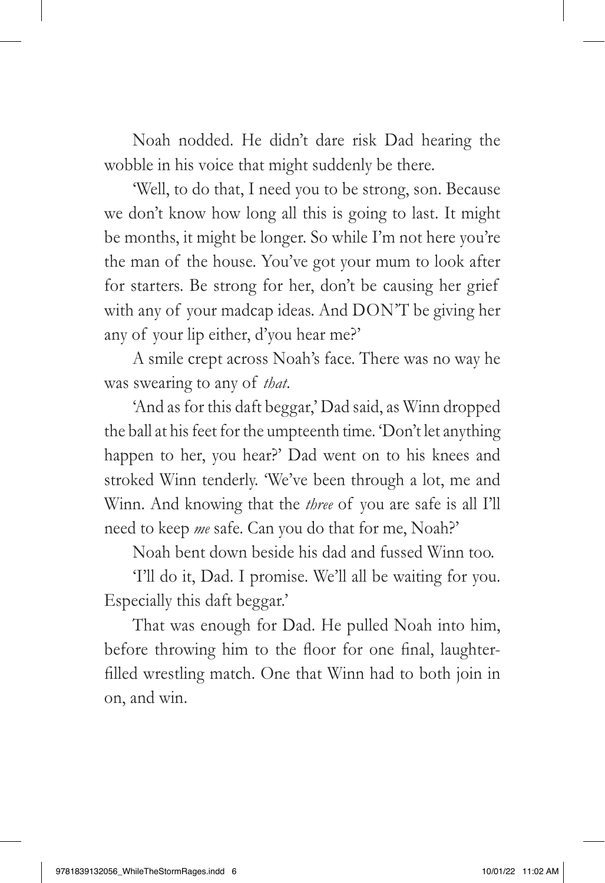Noah nodded. He didn't dare risk Dad hearing the wobble in his voice that might suddenly be there.

'Well, to do that, I need you to be strong, son. Because we don't know how long all this is going to last. It might be months, it might be longer. So while I'm not here you're the man of the house. You've got your mum to look after for starters. Be strong for her, don't be causing her grief with any of your madcap ideas. And DON'T be giving her any of your lip either, d'you hear me?'

A smile crept across Noah's face. There was no way he was swearing to any of *that*.

'And as for this daft beggar,' Dad said, as Winn dropped the ball at his feet for the umpteenth time. 'Don't let anything happen to her, you hear?' Dad went on to his knees and stroked Winn tenderly. 'We've been through a lot, me and Winn. And knowing that the *three* of you are safe is all I'll need to keep *me* safe. Can you do that for me, Noah?'

Noah bent down beside his dad and fussed Winn too.

'I'll do it, Dad. I promise. We'll all be waiting for you. Especially this daft beggar.'

That was enough for Dad. He pulled Noah into him, before throwing him to the floor for one final, laughter-filled wrestling match. One that Winn had to both join in on, and win.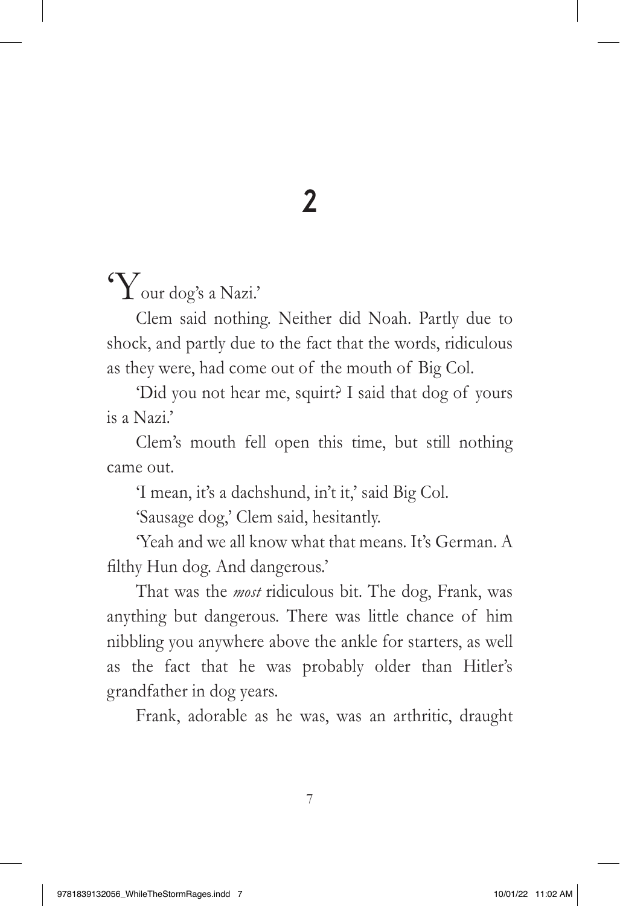# 2

'Your dog's a Nazi.'

Clem said nothing. Neither did Noah. Partly due to shock, and partly due to the fact that the words, ridiculous as they were, had come out of the mouth of Big Col.

'Did you not hear me, squirt? I said that dog of yours is a Nazi.'

Clem's mouth fell open this time, but still nothing came out.

'I mean, it's a dachshund, in't it,' said Big Col.

'Sausage dog,' Clem said, hesitantly.

'Yeah and we all know what that means. It's German. A filthy Hun dog. And dangerous.'

That was the *most* ridiculous bit. The dog, Frank, was anything but dangerous. There was little chance of him nibbling you anywhere above the ankle for starters, as well as the fact that he was probably older than Hitler's grandfather in dog years.

Frank, adorable as he was, was an arthritic, draught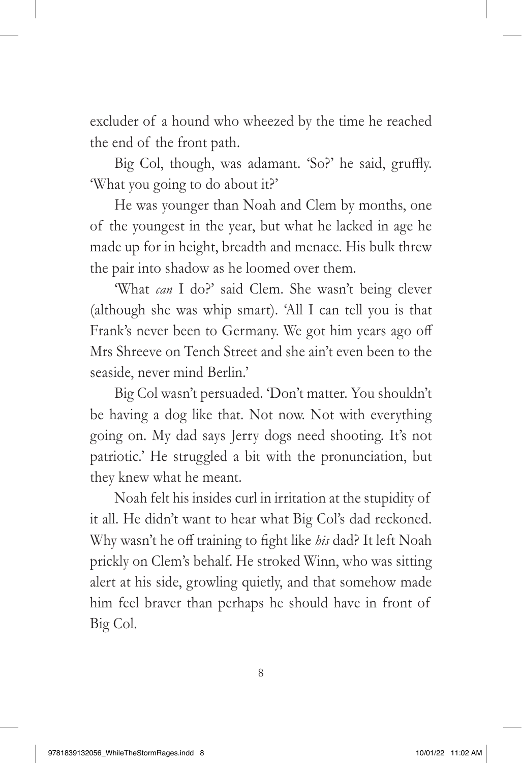excluder of a hound who wheezed by the time he reached the end of the front path.

Big Col, though, was adamant. 'So?' he said, gruffly. 'What you going to do about it?'

He was younger than Noah and Clem by months, one of the youngest in the year, but what he lacked in age he made up for in height, breadth and menace. His bulk threw the pair into shadow as he loomed over them.

'What *can* I do?' said Clem. She wasn't being clever (although she was whip smart). 'All I can tell you is that Frank's never been to Germany. We got him years ago off Mrs Shreeve on Tench Street and she ain't even been to the seaside, never mind Berlin.'

Big Col wasn't persuaded. 'Don't matter. You shouldn't be having a dog like that. Not now. Not with everything going on. My dad says Jerry dogs need shooting. It's not patriotic.' He struggled a bit with the pronunciation, but they knew what he meant.

Noah felt his insides curl in irritation at the stupidity of it all. He didn't want to hear what Big Col's dad reckoned. Why wasn't he off training to fight like *his* dad? It left Noah prickly on Clem's behalf. He stroked Winn, who was sitting alert at his side, growling quietly, and that somehow made him feel braver than perhaps he should have in front of Big Col.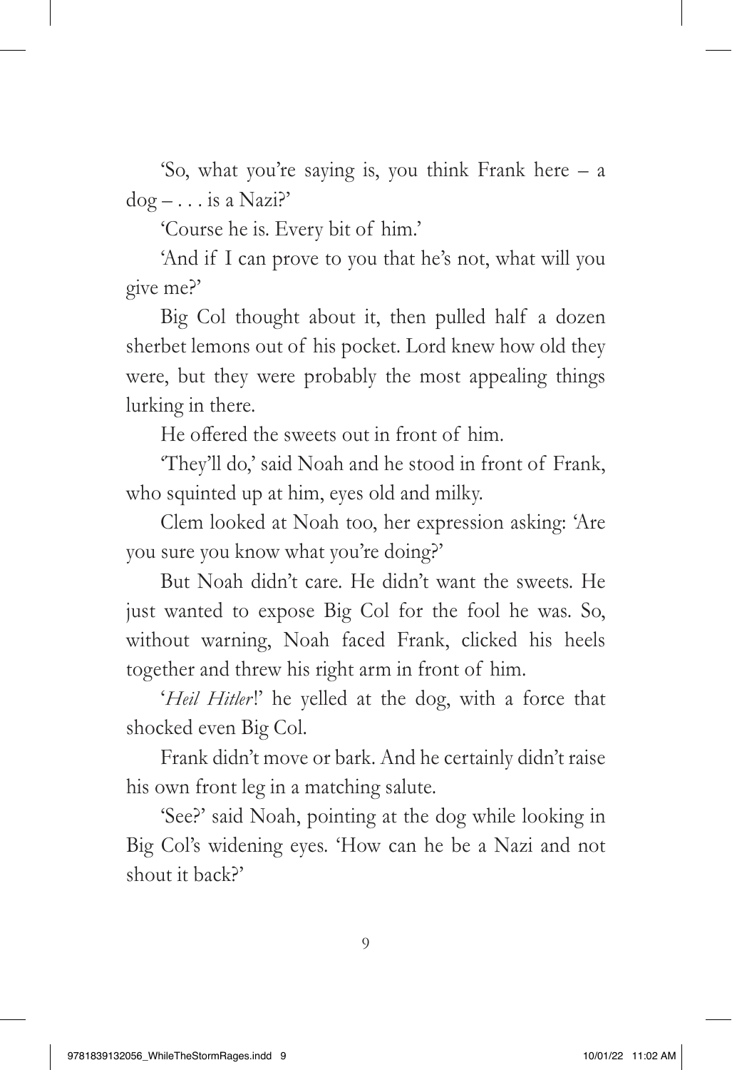'So, what you're saying is, you think Frank here – a dog – . . . is a Nazi?'

'Course he is. Every bit of him.'

'And if I can prove to you that he's not, what will you give me?'

Big Col thought about it, then pulled half a dozen sherbet lemons out of his pocket. Lord knew how old they were, but they were probably the most appealing things lurking in there.

He offered the sweets out in front of him.

'They'll do,' said Noah and he stood in front of Frank, who squinted up at him, eyes old and milky.

Clem looked at Noah too, her expression asking: 'Are you sure you know what you're doing?'

But Noah didn't care. He didn't want the sweets. He just wanted to expose Big Col for the fool he was. So, without warning, Noah faced Frank, clicked his heels together and threw his right arm in front of him.

'*Heil Hitler*!' he yelled at the dog, with a force that shocked even Big Col.

Frank didn't move or bark. And he certainly didn't raise his own front leg in a matching salute.

'See?' said Noah, pointing at the dog while looking in Big Col's widening eyes. 'How can he be a Nazi and not shout it back?'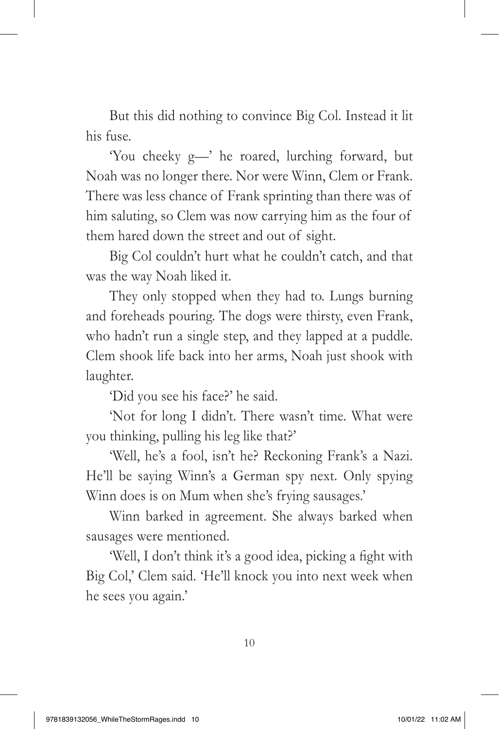But this did nothing to convince Big Col. Instead it lit his fuse.

'You cheeky g—' he roared, lurching forward, but Noah was no longer there. Nor were Winn, Clem or Frank. There was less chance of Frank sprinting than there was of him saluting, so Clem was now carrying him as the four of them hared down the street and out of sight.

Big Col couldn't hurt what he couldn't catch, and that was the way Noah liked it.

They only stopped when they had to. Lungs burning and foreheads pouring. The dogs were thirsty, even Frank, who hadn't run a single step, and they lapped at a puddle. Clem shook life back into her arms, Noah just shook with laughter.

'Did you see his face?' he said.

'Not for long I didn't. There wasn't time. What were you thinking, pulling his leg like that?'

'Well, he's a fool, isn't he? Reckoning Frank's a Nazi. He'll be saying Winn's a German spy next. Only spying Winn does is on Mum when she's frying sausages.'

Winn barked in agreement. She always barked when sausages were mentioned.

'Well, I don't think it's a good idea, picking a fight with Big Col,' Clem said. 'He'll knock you into next week when he sees you again.'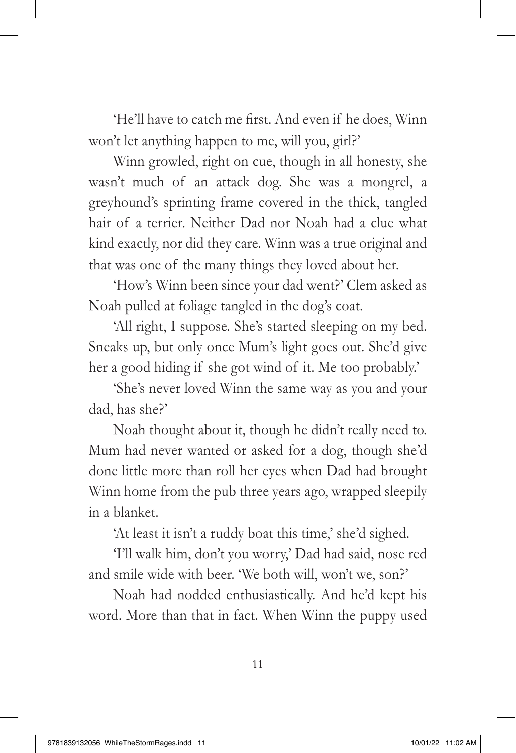'He'll have to catch me first. And even if he does, Winn won't let anything happen to me, will you, girl?'

Winn growled, right on cue, though in all honesty, she wasn't much of an attack dog. She was a mongrel, a greyhound's sprinting frame covered in the thick, tangled hair of a terrier. Neither Dad nor Noah had a clue what kind exactly, nor did they care. Winn was a true original and that was one of the many things they loved about her.

'How's Winn been since your dad went?' Clem asked as Noah pulled at foliage tangled in the dog's coat.

'All right, I suppose. She's started sleeping on my bed. Sneaks up, but only once Mum's light goes out. She'd give her a good hiding if she got wind of it. Me too probably.'

'She's never loved Winn the same way as you and your dad, has she?'

Noah thought about it, though he didn't really need to. Mum had never wanted or asked for a dog, though she'd done little more than roll her eyes when Dad had brought Winn home from the pub three years ago, wrapped sleepily in a blanket.

'At least it isn't a ruddy boat this time,' she'd sighed.

'I'll walk him, don't you worry,' Dad had said, nose red and smile wide with beer. 'We both will, won't we, son?'

Noah had nodded enthusiastically. And he'd kept his word. More than that in fact. When Winn the puppy used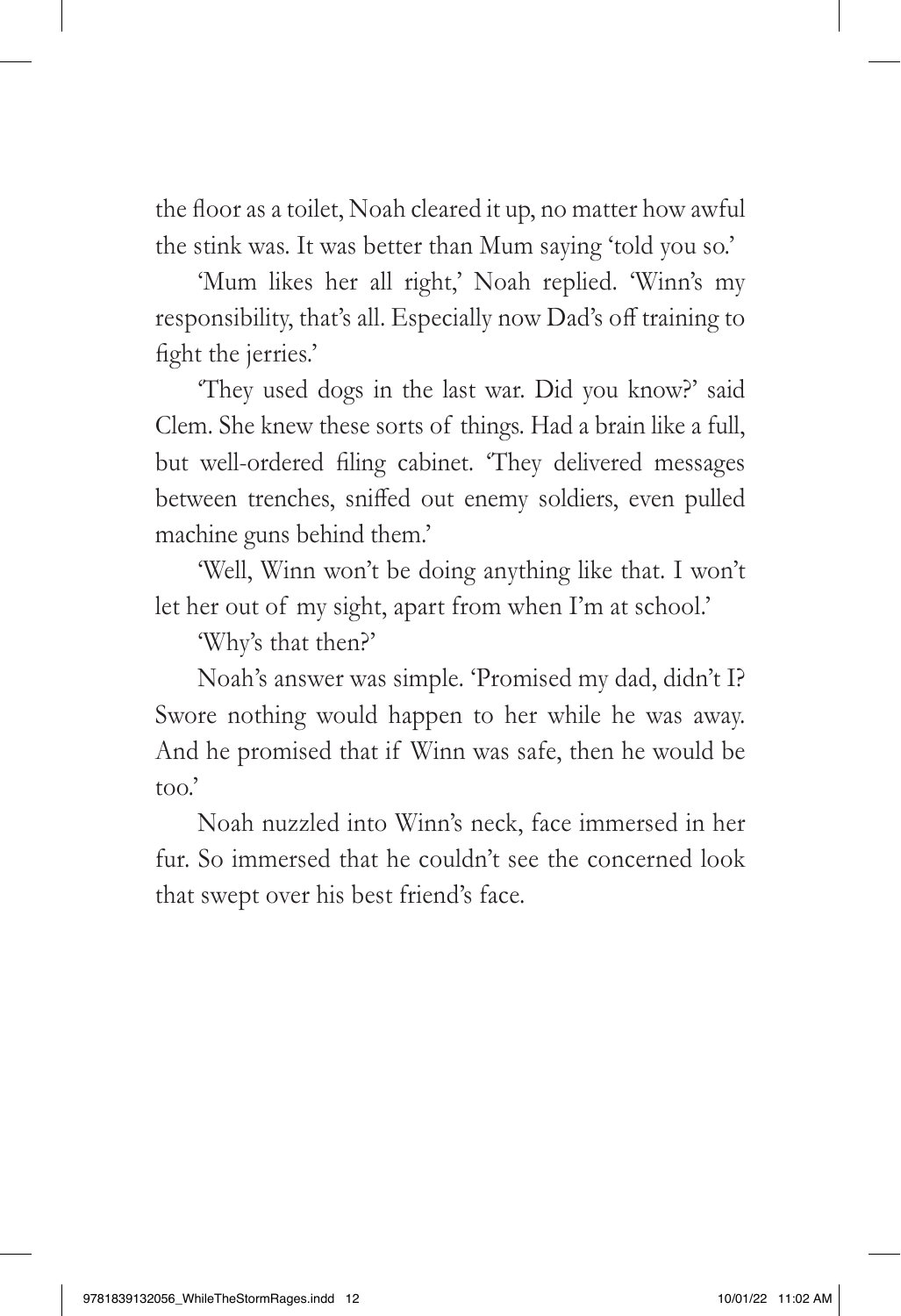the floor as a toilet, Noah cleared it up, no matter how awful the stink was. It was better than Mum saying 'told you so.'

'Mum likes her all right,' Noah replied. 'Winn's my responsibility, that's all. Especially now Dad's off training to fight the jerries.'

'They used dogs in the last war. Did you know?' said Clem. She knew these sorts of things. Had a brain like a full, but well-ordered filing cabinet. 'They delivered messages between trenches, sniffed out enemy soldiers, even pulled machine guns behind them.'

'Well, Winn won't be doing anything like that. I won't let her out of my sight, apart from when I'm at school.'

'Why's that then?'

Noah's answer was simple. 'Promised my dad, didn't I? Swore nothing would happen to her while he was away. And he promised that if Winn was safe, then he would be too.'

Noah nuzzled into Winn's neck, face immersed in her fur. So immersed that he couldn't see the concerned look that swept over his best friend's face.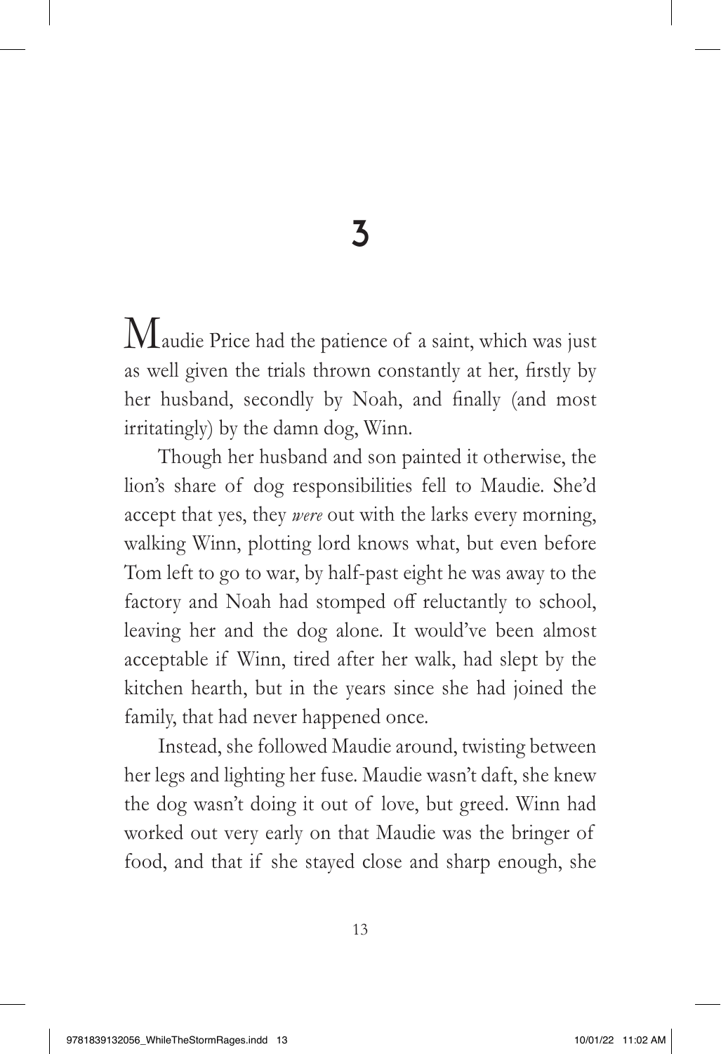# 3

Maudie Price had the patience of a saint, which was just as well given the trials thrown constantly at her, firstly by her husband, secondly by Noah, and finally (and most irritatingly) by the damn dog, Winn.

Though her husband and son painted it otherwise, the lion's share of dog responsibilities fell to Maudie. She'd accept that yes, they *were* out with the larks every morning, walking Winn, plotting lord knows what, but even before Tom left to go to war, by half-past eight he was away to the factory and Noah had stomped off reluctantly to school, leaving her and the dog alone. It would've been almost acceptable if Winn, tired after her walk, had slept by the kitchen hearth, but in the years since she had joined the family, that had never happened once.

Instead, she followed Maudie around, twisting between her legs and lighting her fuse. Maudie wasn't daft, she knew the dog wasn't doing it out of love, but greed. Winn had worked out very early on that Maudie was the bringer of food, and that if she stayed close and sharp enough, she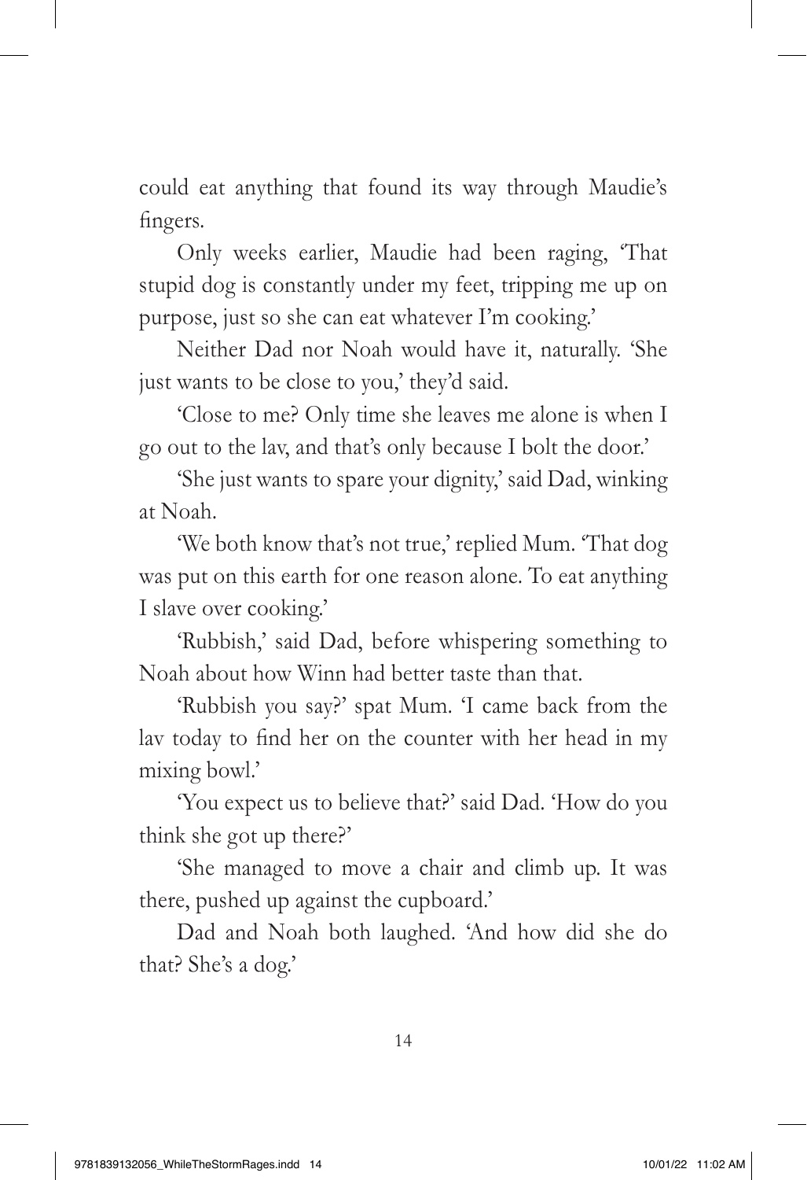could eat anything that found its way through Maudie's fingers.

Only weeks earlier, Maudie had been raging, 'That stupid dog is constantly under my feet, tripping me up on purpose, just so she can eat whatever I'm cooking.'

Neither Dad nor Noah would have it, naturally. 'She just wants to be close to you,' they'd said.

'Close to me? Only time she leaves me alone is when I go out to the lav, and that's only because I bolt the door.'

'She just wants to spare your dignity,' said Dad, winking at Noah.

'We both know that's not true,' replied Mum. 'That dog was put on this earth for one reason alone. To eat anything I slave over cooking.'

'Rubbish,' said Dad, before whispering something to Noah about how Winn had better taste than that.

'Rubbish you say?' spat Mum. 'I came back from the lav today to find her on the counter with her head in my mixing bowl.'

'You expect us to believe that?' said Dad. 'How do you think she got up there?'

'She managed to move a chair and climb up. It was there, pushed up against the cupboard.'

Dad and Noah both laughed. 'And how did she do that? She's a dog.'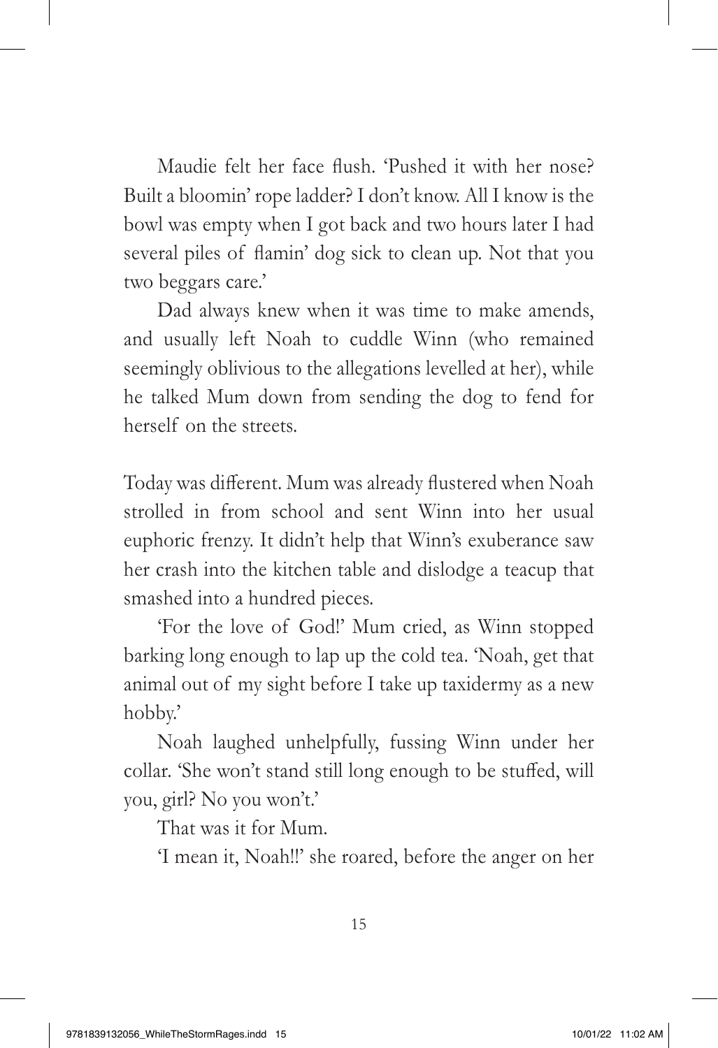Maudie felt her face flush. 'Pushed it with her nose? Built a bloomin' rope ladder? I don't know. All I know is the bowl was empty when I got back and two hours later I had several piles of flamin' dog sick to clean up. Not that you two beggars care.'

Dad always knew when it was time to make amends, and usually left Noah to cuddle Winn (who remained seemingly oblivious to the allegations levelled at her), while he talked Mum down from sending the dog to fend for herself on the streets.

Today was different. Mum was already flustered when Noah strolled in from school and sent Winn into her usual euphoric frenzy. It didn't help that Winn's exuberance saw her crash into the kitchen table and dislodge a teacup that smashed into a hundred pieces.

'For the love of God!' Mum cried, as Winn stopped barking long enough to lap up the cold tea. 'Noah, get that animal out of my sight before I take up taxidermy as a new hobby.'

Noah laughed unhelpfully, fussing Winn under her collar. 'She won't stand still long enough to be stuffed, will you, girl? No you won't.'

That was it for Mum.

'I mean it, Noah!!' she roared, before the anger on her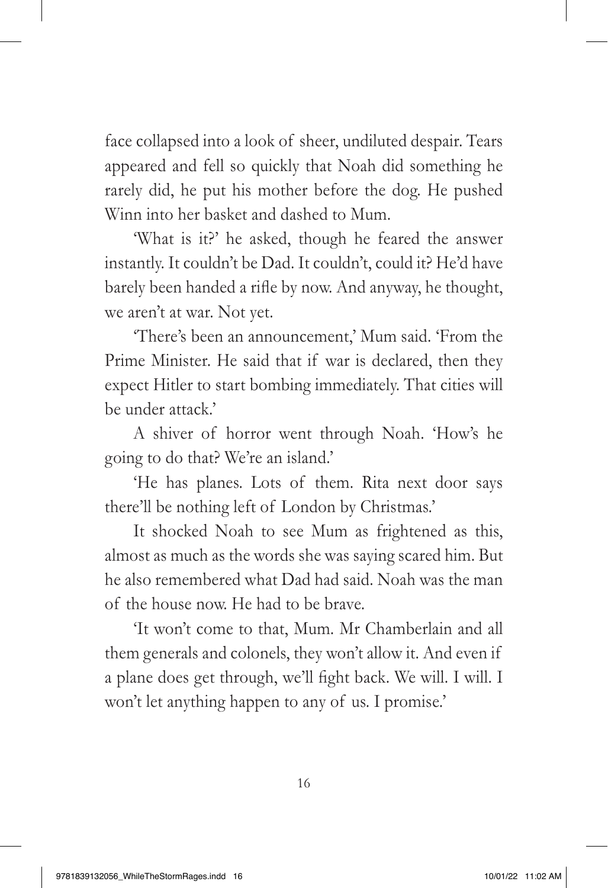face collapsed into a look of sheer, undiluted despair. Tears appeared and fell so quickly that Noah did something he rarely did, he put his mother before the dog. He pushed Winn into her basket and dashed to Mum.

'What is it?' he asked, though he feared the answer instantly. It couldn't be Dad. It couldn't, could it? He'd have barely been handed a rifle by now. And anyway, he thought, we aren't at war. Not yet.

'There's been an announcement,' Mum said. 'From the Prime Minister. He said that if war is declared, then they expect Hitler to start bombing immediately. That cities will be under attack.'

A shiver of horror went through Noah. 'How's he going to do that? We're an island.'

'He has planes. Lots of them. Rita next door says there'll be nothing left of London by Christmas.'

It shocked Noah to see Mum as frightened as this, almost as much as the words she was saying scared him. But he also remembered what Dad had said. Noah was the man of the house now. He had to be brave.

'It won't come to that, Mum. Mr Chamberlain and all them generals and colonels, they won't allow it. And even if a plane does get through, we'll fight back. We will. I will. I won't let anything happen to any of us. I promise.'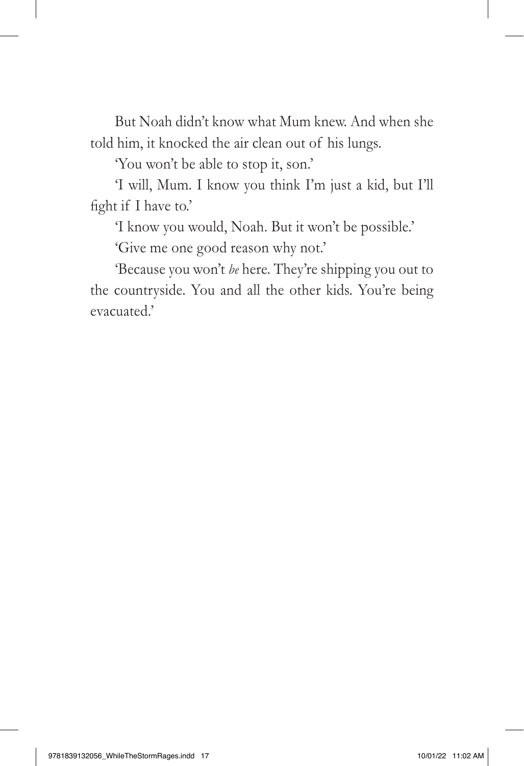But Noah didn't know what Mum knew. And when she told him, it knocked the air clean out of his lungs.

'You won't be able to stop it, son.'

'I will, Mum. I know you think I'm just a kid, but I'll fight if I have to.'

'I know you would, Noah. But it won't be possible.'

'Give me one good reason why not.'

'Because you won't *be* here. They're shipping you out to the countryside. You and all the other kids. You're being evacuated.'